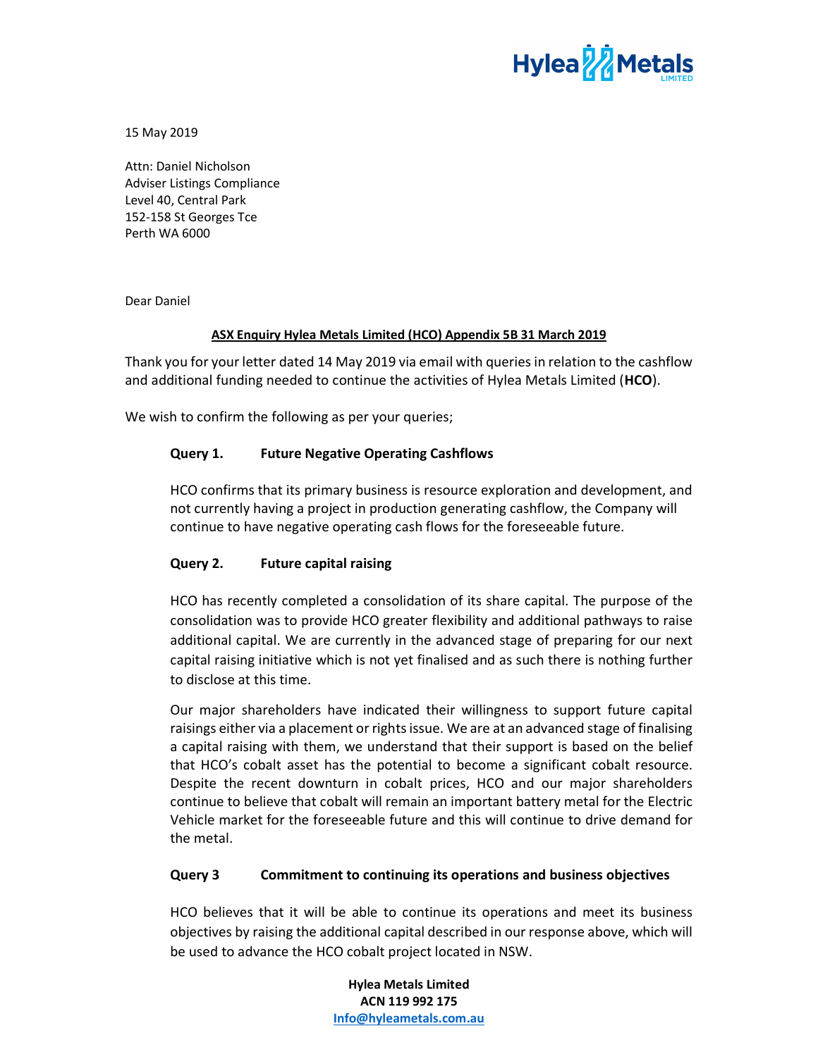15 May 2019

Attn: Daniel Nicholson
Adviser Listings Compliance
Level 40, Central Park
152-158 St Georges Tce
Perth WA 6000

Dear Daniel

**ASX Enquiry Hylea Metals Limited (HCO) Appendix 5B 31 March 2019**

Thank you for your letter dated 14 May 2019 via email with queries in relation to the cashflow and additional funding needed to continue the activities of Hylea Metals Limited (**HCO**).

We wish to confirm the following as per your queries;

**Query 1. Future Negative Operating Cashflows**

HCO confirms that its primary business is resource exploration and development, and not currently having a project in production generating cashflow, the Company will continue to have negative operating cash flows for the foreseeable future.

**Query 2. Future capital raising**

HCO has recently completed a consolidation of its share capital. The purpose of the consolidation was to provide HCO greater flexibility and additional pathways to raise additional capital. We are currently in the advanced stage of preparing for our next capital raising initiative which is not yet finalised and as such there is nothing further to disclose at this time.

Our major shareholders have indicated their willingness to support future capital raisings either via a placement or rights issue. We are at an advanced stage of finalising a capital raising with them, we understand that their support is based on the belief that HCO's cobalt asset has the potential to become a significant cobalt resource. Despite the recent downturn in cobalt prices, HCO and our major shareholders continue to believe that cobalt will remain an important battery metal for the Electric Vehicle market for the foreseeable future and this will continue to drive demand for the metal.

**Query 3 Commitment to continuing its operations and business objectives**

HCO believes that it will be able to continue its operations and meet its business objectives by raising the additional capital described in our response above, which will be used to advance the HCO cobalt project located in NSW.

**Hylea Metals Limited**
**ACN 119 992 175**
**Info@hyleametals.com.au**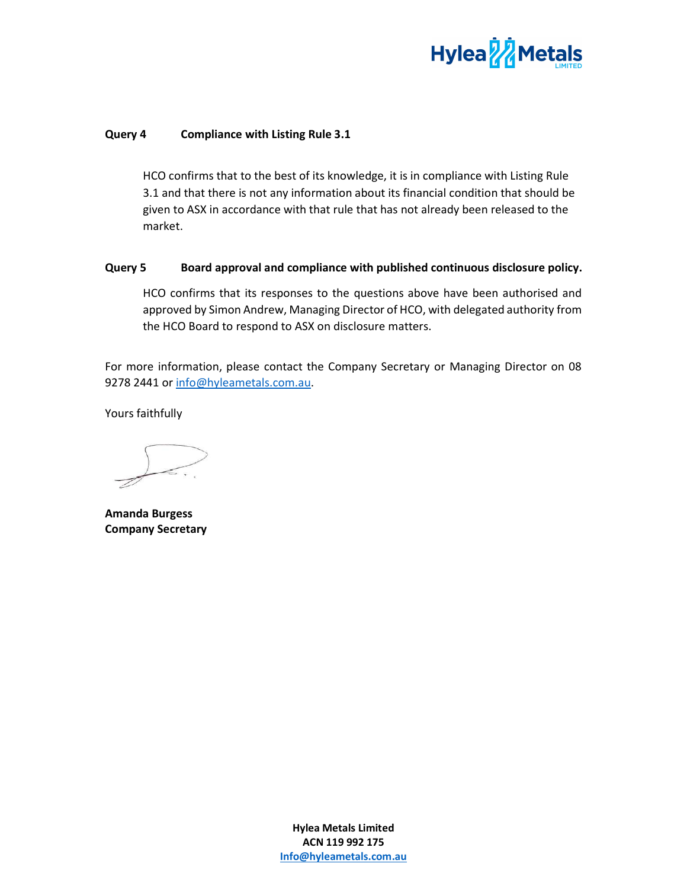**Query 4 Compliance with Listing Rule 3.1**

HCO confirms that to the best of its knowledge, it is in compliance with Listing Rule 3.1 and that there is not any information about its financial condition that should be given to ASX in accordance with that rule that has not already been released to the market.

**Query 5 Board approval and compliance with published continuous disclosure policy.**

HCO confirms that its responses to the questions above have been authorised and approved by Simon Andrew, Managing Director of HCO, with delegated authority from the HCO Board to respond to ASX on disclosure matters.

For more information, please contact the Company Secretary or Managing Director on 08 9278 2441 or info@hyleametals.com.au.

Yours faithfully

**Amanda Burgess**
**Company Secretary**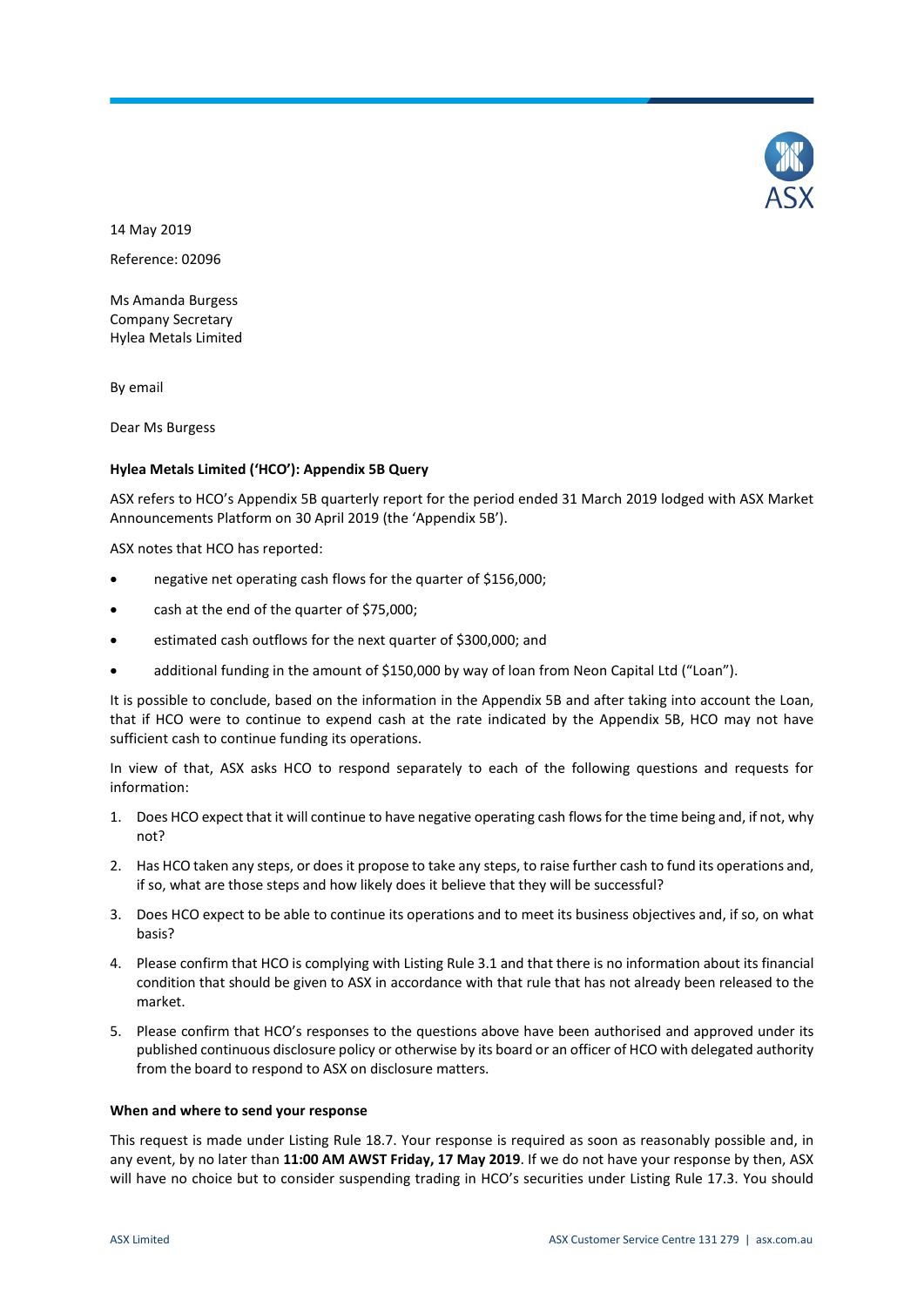14 May 2019

Reference: 02096

Ms Amanda Burgess
Company Secretary
Hylea Metals Limited

By email

Dear Ms Burgess

**Hylea Metals Limited ('HCO'): Appendix 5B Query**

ASX refers to HCO's Appendix 5B quarterly report for the period ended 31 March 2019 lodged with ASX Market Announcements Platform on 30 April 2019 (the 'Appendix 5B').

ASX notes that HCO has reported:

- negative net operating cash flows for the quarter of $156,000;
- cash at the end of the quarter of $75,000;
- estimated cash outflows for the next quarter of $300,000; and
- additional funding in the amount of $150,000 by way of loan from Neon Capital Ltd ("Loan").

It is possible to conclude, based on the information in the Appendix 5B and after taking into account the Loan, that if HCO were to continue to expend cash at the rate indicated by the Appendix 5B, HCO may not have sufficient cash to continue funding its operations.

In view of that, ASX asks HCO to respond separately to each of the following questions and requests for information:

1. Does HCO expect that it will continue to have negative operating cash flows for the time being and, if not, why not?
2. Has HCO taken any steps, or does it propose to take any steps, to raise further cash to fund its operations and, if so, what are those steps and how likely does it believe that they will be successful?
3. Does HCO expect to be able to continue its operations and to meet its business objectives and, if so, on what basis?
4. Please confirm that HCO is complying with Listing Rule 3.1 and that there is no information about its financial condition that should be given to ASX in accordance with that rule that has not already been released to the market.
5. Please confirm that HCO's responses to the questions above have been authorised and approved under its published continuous disclosure policy or otherwise by its board or an officer of HCO with delegated authority from the board to respond to ASX on disclosure matters.

**When and where to send your response**

This request is made under Listing Rule 18.7. Your response is required as soon as reasonably possible and, in any event, by no later than **11:00 AM AWST Friday, 17 May 2019**. If we do not have your response by then, ASX will have no choice but to consider suspending trading in HCO's securities under Listing Rule 17.3. You should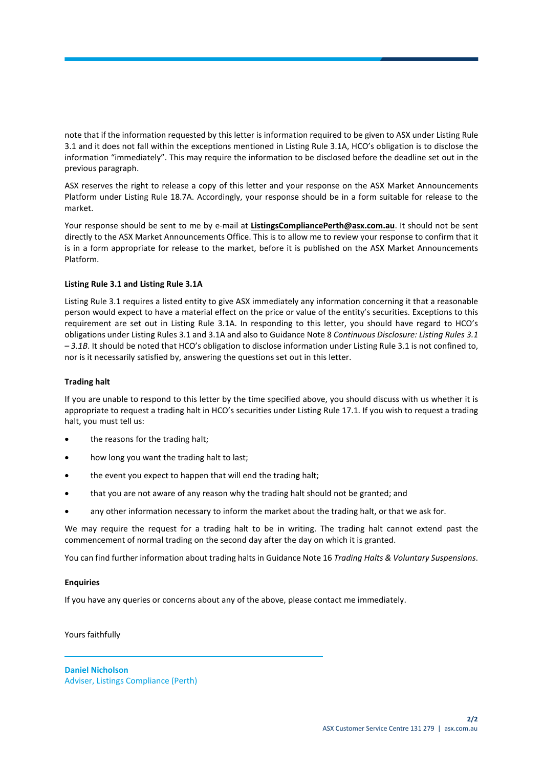note that if the information requested by this letter is information required to be given to ASX under Listing Rule 3.1 and it does not fall within the exceptions mentioned in Listing Rule 3.1A, HCO's obligation is to disclose the information "immediately". This may require the information to be disclosed before the deadline set out in the previous paragraph.

ASX reserves the right to release a copy of this letter and your response on the ASX Market Announcements Platform under Listing Rule 18.7A. Accordingly, your response should be in a form suitable for release to the market.

Your response should be sent to me by e-mail at **ListingsCompliancePerth@asx.com.au**. It should not be sent directly to the ASX Market Announcements Office. This is to allow me to review your response to confirm that it is in a form appropriate for release to the market, before it is published on the ASX Market Announcements Platform.

**Listing Rule 3.1 and Listing Rule 3.1A**

Listing Rule 3.1 requires a listed entity to give ASX immediately any information concerning it that a reasonable person would expect to have a material effect on the price or value of the entity's securities. Exceptions to this requirement are set out in Listing Rule 3.1A. In responding to this letter, you should have regard to HCO's obligations under Listing Rules 3.1 and 3.1A and also to Guidance Note 8 *Continuous Disclosure: Listing Rules 3.1 – 3.1B*. It should be noted that HCO's obligation to disclose information under Listing Rule 3.1 is not confined to, nor is it necessarily satisfied by, answering the questions set out in this letter.

**Trading halt**

If you are unable to respond to this letter by the time specified above, you should discuss with us whether it is appropriate to request a trading halt in HCO's securities under Listing Rule 17.1. If you wish to request a trading halt, you must tell us:

- the reasons for the trading halt;
- how long you want the trading halt to last;
- the event you expect to happen that will end the trading halt;
- that you are not aware of any reason why the trading halt should not be granted; and
- any other information necessary to inform the market about the trading halt, or that we ask for.

We may require the request for a trading halt to be in writing. The trading halt cannot extend past the commencement of normal trading on the second day after the day on which it is granted.

You can find further information about trading halts in Guidance Note 16 *Trading Halts & Voluntary Suspensions*.

**Enquiries**

If you have any queries or concerns about any of the above, please contact me immediately.

Yours faithfully

**Daniel Nicholson**
Adviser, Listings Compliance (Perth)